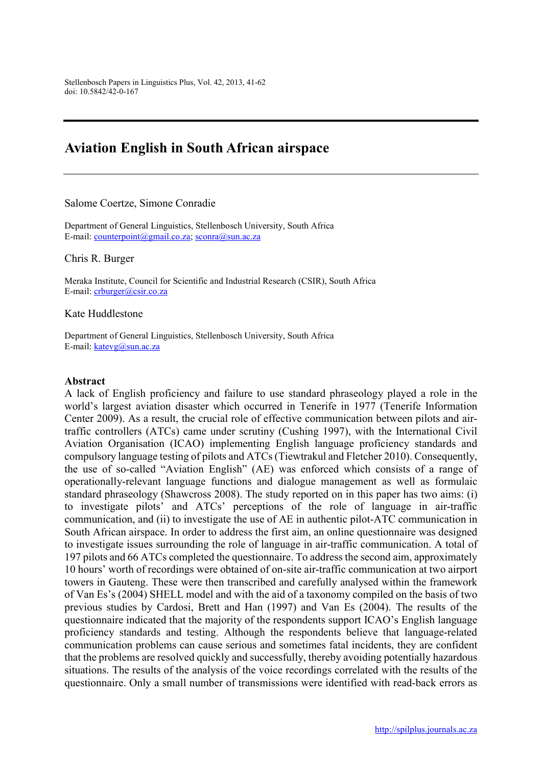# Aviation English in South African airspace

Salome Coertze, Simone Conradie

Department of General Linguistics, Stellenbosch University, South Africa
E-mail: counterpoint@gmail.co.za; sconra@sun.ac.za

Chris R. Burger

Meraka Institute, Council for Scientific and Industrial Research (CSIR), South Africa
E-mail: crburger@csir.co.za

Kate Huddlestone

Department of General Linguistics, Stellenbosch University, South Africa
E-mail: katevg@sun.ac.za

## Abstract

A lack of English proficiency and failure to use standard phraseology played a role in the world's largest aviation disaster which occurred in Tenerife in 1977 (Tenerife Information Center 2009). As a result, the crucial role of effective communication between pilots and air-traffic controllers (ATCs) came under scrutiny (Cushing 1997), with the International Civil Aviation Organisation (ICAO) implementing English language proficiency standards and compulsory language testing of pilots and ATCs (Tiewtrakul and Fletcher 2010). Consequently, the use of so-called "Aviation English" (AE) was enforced which consists of a range of operationally-relevant language functions and dialogue management as well as formulaic standard phraseology (Shawcross 2008). The study reported on in this paper has two aims: (i) to investigate pilots' and ATCs' perceptions of the role of language in air-traffic communication, and (ii) to investigate the use of AE in authentic pilot-ATC communication in South African airspace. In order to address the first aim, an online questionnaire was designed to investigate issues surrounding the role of language in air-traffic communication. A total of 197 pilots and 66 ATCs completed the questionnaire. To address the second aim, approximately 10 hours' worth of recordings were obtained of on-site air-traffic communication at two airport towers in Gauteng. These were then transcribed and carefully analysed within the framework of Van Es's (2004) SHELL model and with the aid of a taxonomy compiled on the basis of two previous studies by Cardosi, Brett and Han (1997) and Van Es (2004). The results of the questionnaire indicated that the majority of the respondents support ICAO's English language proficiency standards and testing. Although the respondents believe that language-related communication problems can cause serious and sometimes fatal incidents, they are confident that the problems are resolved quickly and successfully, thereby avoiding potentially hazardous situations. The results of the analysis of the voice recordings correlated with the results of the questionnaire. Only a small number of transmissions were identified with read-back errors as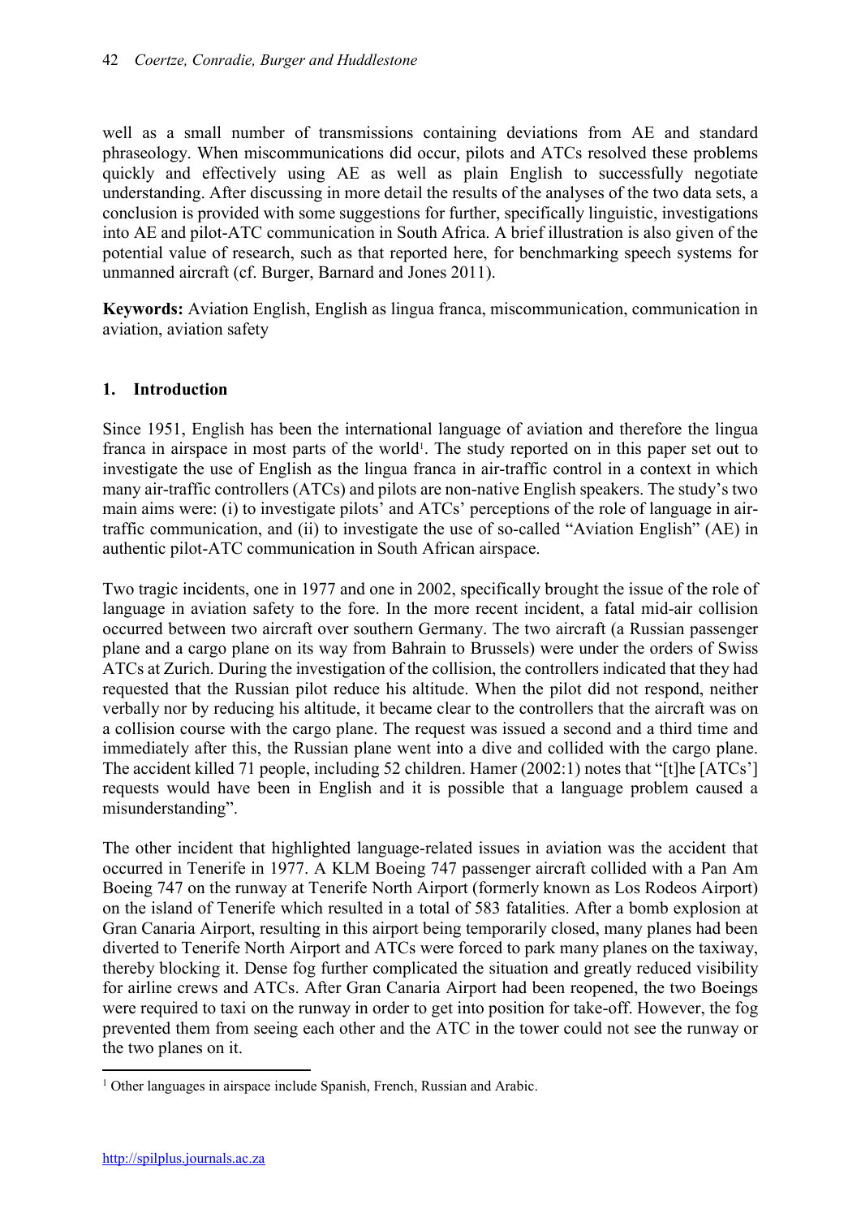well as a small number of transmissions containing deviations from AE and standard phraseology. When miscommunications did occur, pilots and ATCs resolved these problems quickly and effectively using AE as well as plain English to successfully negotiate understanding. After discussing in more detail the results of the analyses of the two data sets, a conclusion is provided with some suggestions for further, specifically linguistic, investigations into AE and pilot-ATC communication in South Africa. A brief illustration is also given of the potential value of research, such as that reported here, for benchmarking speech systems for unmanned aircraft (cf. Burger, Barnard and Jones 2011).

**Keywords:** Aviation English, English as lingua franca, miscommunication, communication in aviation, aviation safety

## 1. Introduction

Since 1951, English has been the international language of aviation and therefore the lingua franca in airspace in most parts of the world[1]. The study reported on in this paper set out to investigate the use of English as the lingua franca in air-traffic control in a context in which many air-traffic controllers (ATCs) and pilots are non-native English speakers. The study's two main aims were: (i) to investigate pilots' and ATCs' perceptions of the role of language in air-traffic communication, and (ii) to investigate the use of so-called "Aviation English" (AE) in authentic pilot-ATC communication in South African airspace.

Two tragic incidents, one in 1977 and one in 2002, specifically brought the issue of the role of language in aviation safety to the fore. In the more recent incident, a fatal mid-air collision occurred between two aircraft over southern Germany. The two aircraft (a Russian passenger plane and a cargo plane on its way from Bahrain to Brussels) were under the orders of Swiss ATCs at Zurich. During the investigation of the collision, the controllers indicated that they had requested that the Russian pilot reduce his altitude. When the pilot did not respond, neither verbally nor by reducing his altitude, it became clear to the controllers that the aircraft was on a collision course with the cargo plane. The request was issued a second and a third time and immediately after this, the Russian plane went into a dive and collided with the cargo plane. The accident killed 71 people, including 52 children. Hamer (2002:1) notes that "[t]he [ATCs'] requests would have been in English and it is possible that a language problem caused a misunderstanding".

The other incident that highlighted language-related issues in aviation was the accident that occurred in Tenerife in 1977. A KLM Boeing 747 passenger aircraft collided with a Pan Am Boeing 747 on the runway at Tenerife North Airport (formerly known as Los Rodeos Airport) on the island of Tenerife which resulted in a total of 583 fatalities. After a bomb explosion at Gran Canaria Airport, resulting in this airport being temporarily closed, many planes had been diverted to Tenerife North Airport and ATCs were forced to park many planes on the taxiway, thereby blocking it. Dense fog further complicated the situation and greatly reduced visibility for airline crews and ATCs. After Gran Canaria Airport had been reopened, the two Boeings were required to taxi on the runway in order to get into position for take-off. However, the fog prevented them from seeing each other and the ATC in the tower could not see the runway or the two planes on it.

[1] Other languages in airspace include Spanish, French, Russian and Arabic.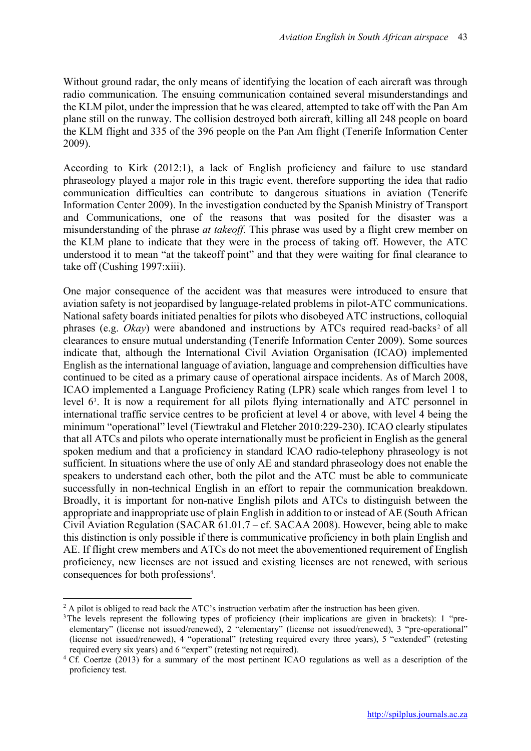Without ground radar, the only means of identifying the location of each aircraft was through radio communication. The ensuing communication contained several misunderstandings and the KLM pilot, under the impression that he was cleared, attempted to take off with the Pan Am plane still on the runway. The collision destroyed both aircraft, killing all 248 people on board the KLM flight and 335 of the 396 people on the Pan Am flight (Tenerife Information Center 2009).

According to Kirk (2012:1), a lack of English proficiency and failure to use standard phraseology played a major role in this tragic event, therefore supporting the idea that radio communication difficulties can contribute to dangerous situations in aviation (Tenerife Information Center 2009). In the investigation conducted by the Spanish Ministry of Transport and Communications, one of the reasons that was posited for the disaster was a misunderstanding of the phrase *at takeoff*. This phrase was used by a flight crew member on the KLM plane to indicate that they were in the process of taking off. However, the ATC understood it to mean "at the takeoff point" and that they were waiting for final clearance to take off (Cushing 1997:xiii).

One major consequence of the accident was that measures were introduced to ensure that aviation safety is not jeopardised by language-related problems in pilot-ATC communications. National safety boards initiated penalties for pilots who disobeyed ATC instructions, colloquial phrases (e.g. *Okay*) were abandoned and instructions by ATCs required read-backs[2] of all clearances to ensure mutual understanding (Tenerife Information Center 2009). Some sources indicate that, although the International Civil Aviation Organisation (ICAO) implemented English as the international language of aviation, language and comprehension difficulties have continued to be cited as a primary cause of operational airspace incidents. As of March 2008, ICAO implemented a Language Proficiency Rating (LPR) scale which ranges from level 1 to level 6[3]. It is now a requirement for all pilots flying internationally and ATC personnel in international traffic service centres to be proficient at level 4 or above, with level 4 being the minimum "operational" level (Tiewtrakul and Fletcher 2010:229-230). ICAO clearly stipulates that all ATCs and pilots who operate internationally must be proficient in English as the general spoken medium and that a proficiency in standard ICAO radio-telephony phraseology is not sufficient. In situations where the use of only AE and standard phraseology does not enable the speakers to understand each other, both the pilot and the ATC must be able to communicate successfully in non-technical English in an effort to repair the communication breakdown. Broadly, it is important for non-native English pilots and ATCs to distinguish between the appropriate and inappropriate use of plain English in addition to or instead of AE (South African Civil Aviation Regulation (SACAR 61.01.7 – cf. SACAA 2008). However, being able to make this distinction is only possible if there is communicative proficiency in both plain English and AE. If flight crew members and ATCs do not meet the abovementioned requirement of English proficiency, new licenses are not issued and existing licenses are not renewed, with serious consequences for both professions[4].

---

[2] A pilot is obliged to read back the ATC's instruction verbatim after the instruction has been given.

[3] The levels represent the following types of proficiency (their implications are given in brackets): 1 "pre-elementary" (license not issued/renewed), 2 "elementary" (license not issued/renewed), 3 "pre-operational" (license not issued/renewed), 4 "operational" (retesting required every three years), 5 "extended" (retesting required every six years) and 6 "expert" (retesting not required).

[4] Cf. Coertze (2013) for a summary of the most pertinent ICAO regulations as well as a description of the proficiency test.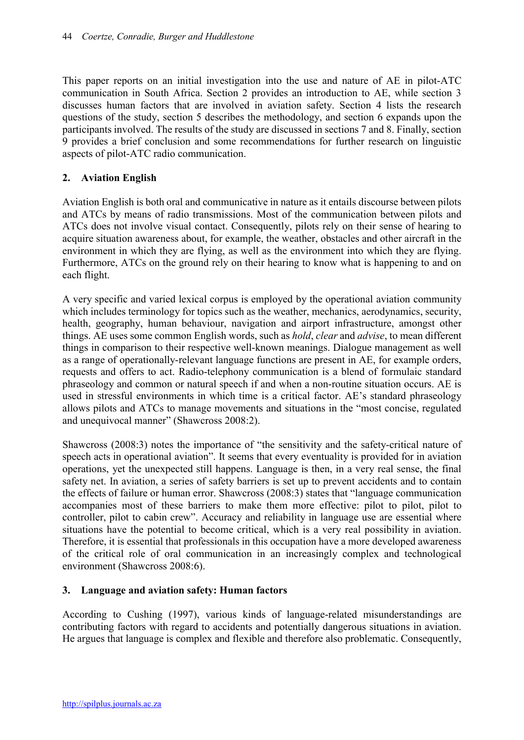This paper reports on an initial investigation into the use and nature of AE in pilot-ATC communication in South Africa. Section 2 provides an introduction to AE, while section 3 discusses human factors that are involved in aviation safety. Section 4 lists the research questions of the study, section 5 describes the methodology, and section 6 expands upon the participants involved. The results of the study are discussed in sections 7 and 8. Finally, section 9 provides a brief conclusion and some recommendations for further research on linguistic aspects of pilot-ATC radio communication.

## 2. Aviation English

Aviation English is both oral and communicative in nature as it entails discourse between pilots and ATCs by means of radio transmissions. Most of the communication between pilots and ATCs does not involve visual contact. Consequently, pilots rely on their sense of hearing to acquire situation awareness about, for example, the weather, obstacles and other aircraft in the environment in which they are flying, as well as the environment into which they are flying. Furthermore, ATCs on the ground rely on their hearing to know what is happening to and on each flight.

A very specific and varied lexical corpus is employed by the operational aviation community which includes terminology for topics such as the weather, mechanics, aerodynamics, security, health, geography, human behaviour, navigation and airport infrastructure, amongst other things. AE uses some common English words, such as *hold*, *clear* and *advise*, to mean different things in comparison to their respective well-known meanings. Dialogue management as well as a range of operationally-relevant language functions are present in AE, for example orders, requests and offers to act. Radio-telephony communication is a blend of formulaic standard phraseology and common or natural speech if and when a non-routine situation occurs. AE is used in stressful environments in which time is a critical factor. AE's standard phraseology allows pilots and ATCs to manage movements and situations in the "most concise, regulated and unequivocal manner" (Shawcross 2008:2).

Shawcross (2008:3) notes the importance of "the sensitivity and the safety-critical nature of speech acts in operational aviation". It seems that every eventuality is provided for in aviation operations, yet the unexpected still happens. Language is then, in a very real sense, the final safety net. In aviation, a series of safety barriers is set up to prevent accidents and to contain the effects of failure or human error. Shawcross (2008:3) states that "language communication accompanies most of these barriers to make them more effective: pilot to pilot, pilot to controller, pilot to cabin crew". Accuracy and reliability in language use are essential where situations have the potential to become critical, which is a very real possibility in aviation. Therefore, it is essential that professionals in this occupation have a more developed awareness of the critical role of oral communication in an increasingly complex and technological environment (Shawcross 2008:6).

## 3. Language and aviation safety: Human factors

According to Cushing (1997), various kinds of language-related misunderstandings are contributing factors with regard to accidents and potentially dangerous situations in aviation. He argues that language is complex and flexible and therefore also problematic. Consequently,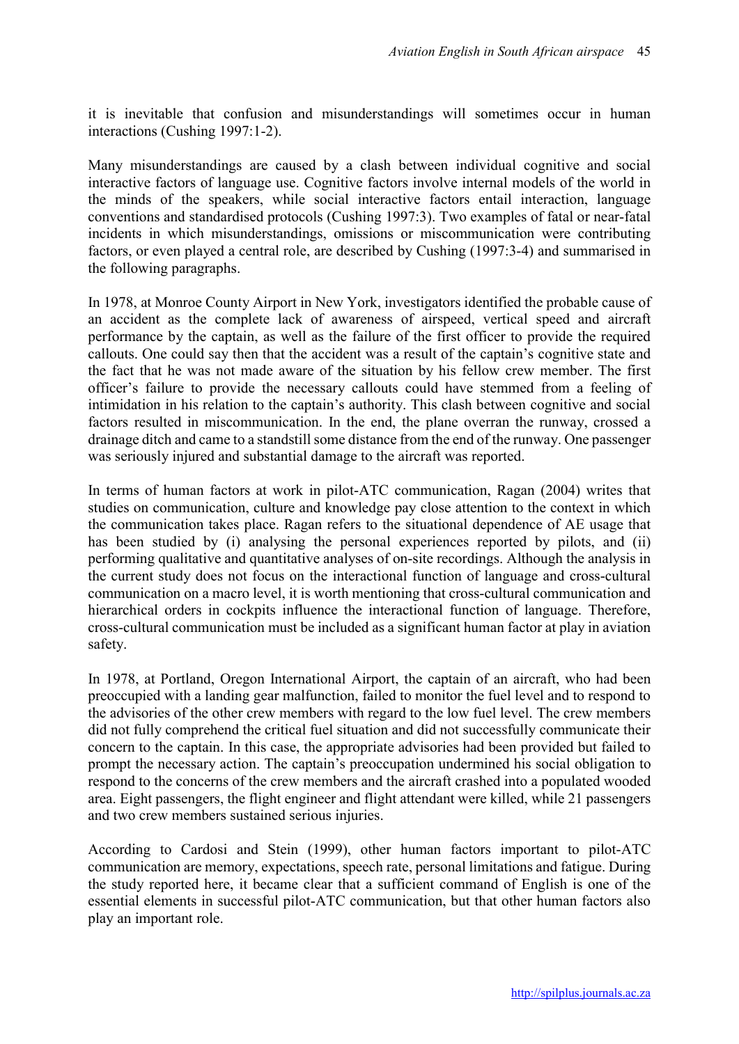it is inevitable that confusion and misunderstandings will sometimes occur in human interactions (Cushing 1997:1-2).

Many misunderstandings are caused by a clash between individual cognitive and social interactive factors of language use. Cognitive factors involve internal models of the world in the minds of the speakers, while social interactive factors entail interaction, language conventions and standardised protocols (Cushing 1997:3). Two examples of fatal or near-fatal incidents in which misunderstandings, omissions or miscommunication were contributing factors, or even played a central role, are described by Cushing (1997:3-4) and summarised in the following paragraphs.

In 1978, at Monroe County Airport in New York, investigators identified the probable cause of an accident as the complete lack of awareness of airspeed, vertical speed and aircraft performance by the captain, as well as the failure of the first officer to provide the required callouts. One could say then that the accident was a result of the captain's cognitive state and the fact that he was not made aware of the situation by his fellow crew member. The first officer's failure to provide the necessary callouts could have stemmed from a feeling of intimidation in his relation to the captain's authority. This clash between cognitive and social factors resulted in miscommunication. In the end, the plane overran the runway, crossed a drainage ditch and came to a standstill some distance from the end of the runway. One passenger was seriously injured and substantial damage to the aircraft was reported.

In terms of human factors at work in pilot-ATC communication, Ragan (2004) writes that studies on communication, culture and knowledge pay close attention to the context in which the communication takes place. Ragan refers to the situational dependence of AE usage that has been studied by (i) analysing the personal experiences reported by pilots, and (ii) performing qualitative and quantitative analyses of on-site recordings. Although the analysis in the current study does not focus on the interactional function of language and cross-cultural communication on a macro level, it is worth mentioning that cross-cultural communication and hierarchical orders in cockpits influence the interactional function of language. Therefore, cross-cultural communication must be included as a significant human factor at play in aviation safety.

In 1978, at Portland, Oregon International Airport, the captain of an aircraft, who had been preoccupied with a landing gear malfunction, failed to monitor the fuel level and to respond to the advisories of the other crew members with regard to the low fuel level. The crew members did not fully comprehend the critical fuel situation and did not successfully communicate their concern to the captain. In this case, the appropriate advisories had been provided but failed to prompt the necessary action. The captain's preoccupation undermined his social obligation to respond to the concerns of the crew members and the aircraft crashed into a populated wooded area. Eight passengers, the flight engineer and flight attendant were killed, while 21 passengers and two crew members sustained serious injuries.

According to Cardosi and Stein (1999), other human factors important to pilot-ATC communication are memory, expectations, speech rate, personal limitations and fatigue. During the study reported here, it became clear that a sufficient command of English is one of the essential elements in successful pilot-ATC communication, but that other human factors also play an important role.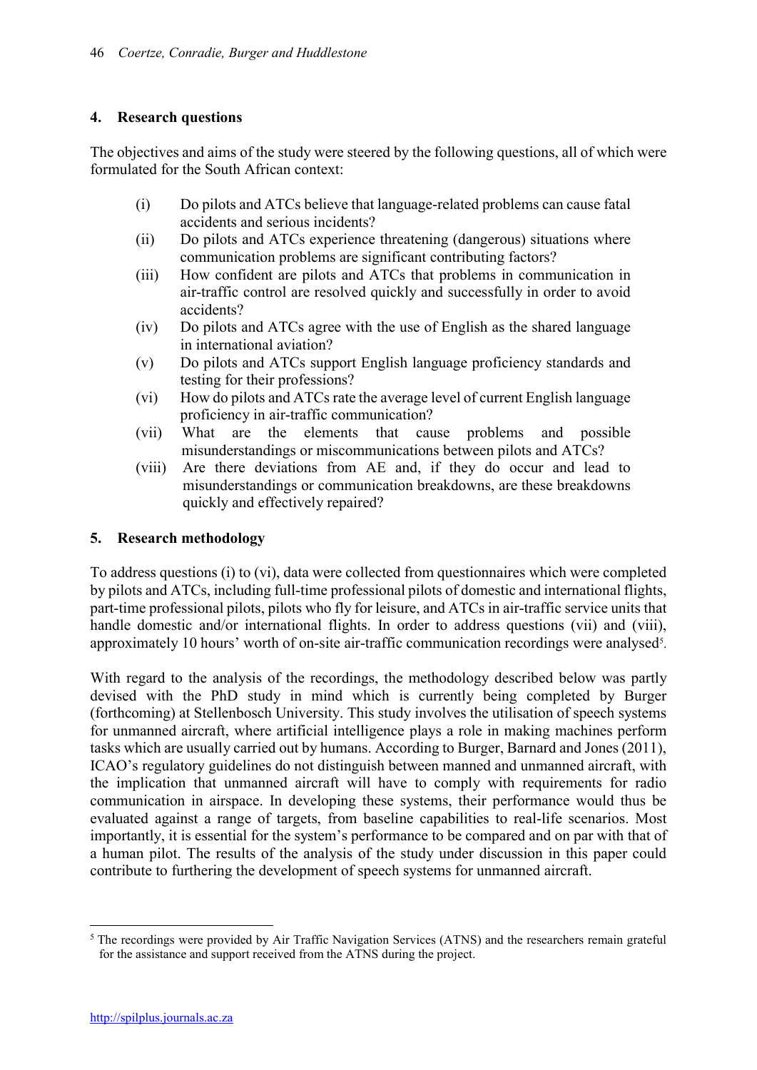## 4. Research questions

The objectives and aims of the study were steered by the following questions, all of which were formulated for the South African context:

(i) Do pilots and ATCs believe that language-related problems can cause fatal accidents and serious incidents?

(ii) Do pilots and ATCs experience threatening (dangerous) situations where communication problems are significant contributing factors?

(iii) How confident are pilots and ATCs that problems in communication in air-traffic control are resolved quickly and successfully in order to avoid accidents?

(iv) Do pilots and ATCs agree with the use of English as the shared language in international aviation?

(v) Do pilots and ATCs support English language proficiency standards and testing for their professions?

(vi) How do pilots and ATCs rate the average level of current English language proficiency in air-traffic communication?

(vii) What are the elements that cause problems and possible misunderstandings or miscommunications between pilots and ATCs?

(viii) Are there deviations from AE and, if they do occur and lead to misunderstandings or communication breakdowns, are these breakdowns quickly and effectively repaired?

## 5. Research methodology

To address questions (i) to (vi), data were collected from questionnaires which were completed by pilots and ATCs, including full-time professional pilots of domestic and international flights, part-time professional pilots, pilots who fly for leisure, and ATCs in air-traffic service units that handle domestic and/or international flights. In order to address questions (vii) and (viii), approximately 10 hours' worth of on-site air-traffic communication recordings were analysed[5].

With regard to the analysis of the recordings, the methodology described below was partly devised with the PhD study in mind which is currently being completed by Burger (forthcoming) at Stellenbosch University. This study involves the utilisation of speech systems for unmanned aircraft, where artificial intelligence plays a role in making machines perform tasks which are usually carried out by humans. According to Burger, Barnard and Jones (2011), ICAO's regulatory guidelines do not distinguish between manned and unmanned aircraft, with the implication that unmanned aircraft will have to comply with requirements for radio communication in airspace. In developing these systems, their performance would thus be evaluated against a range of targets, from baseline capabilities to real-life scenarios. Most importantly, it is essential for the system's performance to be compared and on par with that of a human pilot. The results of the analysis of the study under discussion in this paper could contribute to furthering the development of speech systems for unmanned aircraft.

[5] The recordings were provided by Air Traffic Navigation Services (ATNS) and the researchers remain grateful for the assistance and support received from the ATNS during the project.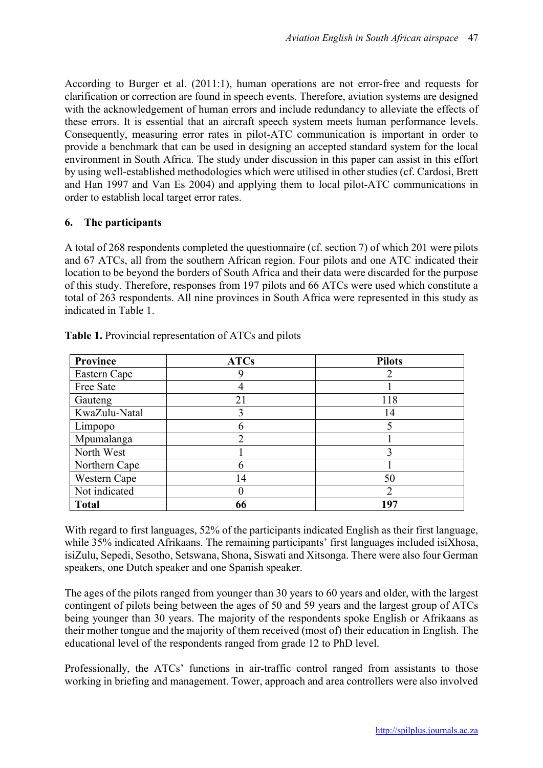According to Burger et al. (2011:1), human operations are not error-free and requests for clarification or correction are found in speech events. Therefore, aviation systems are designed with the acknowledgement of human errors and include redundancy to alleviate the effects of these errors. It is essential that an aircraft speech system meets human performance levels. Consequently, measuring error rates in pilot-ATC communication is important in order to provide a benchmark that can be used in designing an accepted standard system for the local environment in South Africa. The study under discussion in this paper can assist in this effort by using well-established methodologies which were utilised in other studies (cf. Cardosi, Brett and Han 1997 and Van Es 2004) and applying them to local pilot-ATC communications in order to establish local target error rates.

## 6. The participants

A total of 268 respondents completed the questionnaire (cf. section 7) of which 201 were pilots and 67 ATCs, all from the southern African region. Four pilots and one ATC indicated their location to be beyond the borders of South Africa and their data were discarded for the purpose of this study. Therefore, responses from 197 pilots and 66 ATCs were used which constitute a total of 263 respondents. All nine provinces in South Africa were represented in this study as indicated in Table 1.

**Table 1.** Provincial representation of ATCs and pilots

| Province | ATCs | Pilots |
|---|---|---|
| Eastern Cape | 9 | 2 |
| Free Sate | 4 | 1 |
| Gauteng | 21 | 118 |
| KwaZulu-Natal | 3 | 14 |
| Limpopo | 6 | 5 |
| Mpumalanga | 2 | 1 |
| North West | 1 | 3 |
| Northern Cape | 6 | 1 |
| Western Cape | 14 | 50 |
| Not indicated | 0 | 2 |
| **Total** | **66** | **197** |

With regard to first languages, 52% of the participants indicated English as their first language, while 35% indicated Afrikaans. The remaining participants' first languages included isiXhosa, isiZulu, Sepedi, Sesotho, Setswana, Shona, Siswati and Xitsonga. There were also four German speakers, one Dutch speaker and one Spanish speaker.

The ages of the pilots ranged from younger than 30 years to 60 years and older, with the largest contingent of pilots being between the ages of 50 and 59 years and the largest group of ATCs being younger than 30 years. The majority of the respondents spoke English or Afrikaans as their mother tongue and the majority of them received (most of) their education in English. The educational level of the respondents ranged from grade 12 to PhD level.

Professionally, the ATCs' functions in air-traffic control ranged from assistants to those working in briefing and management. Tower, approach and area controllers were also involved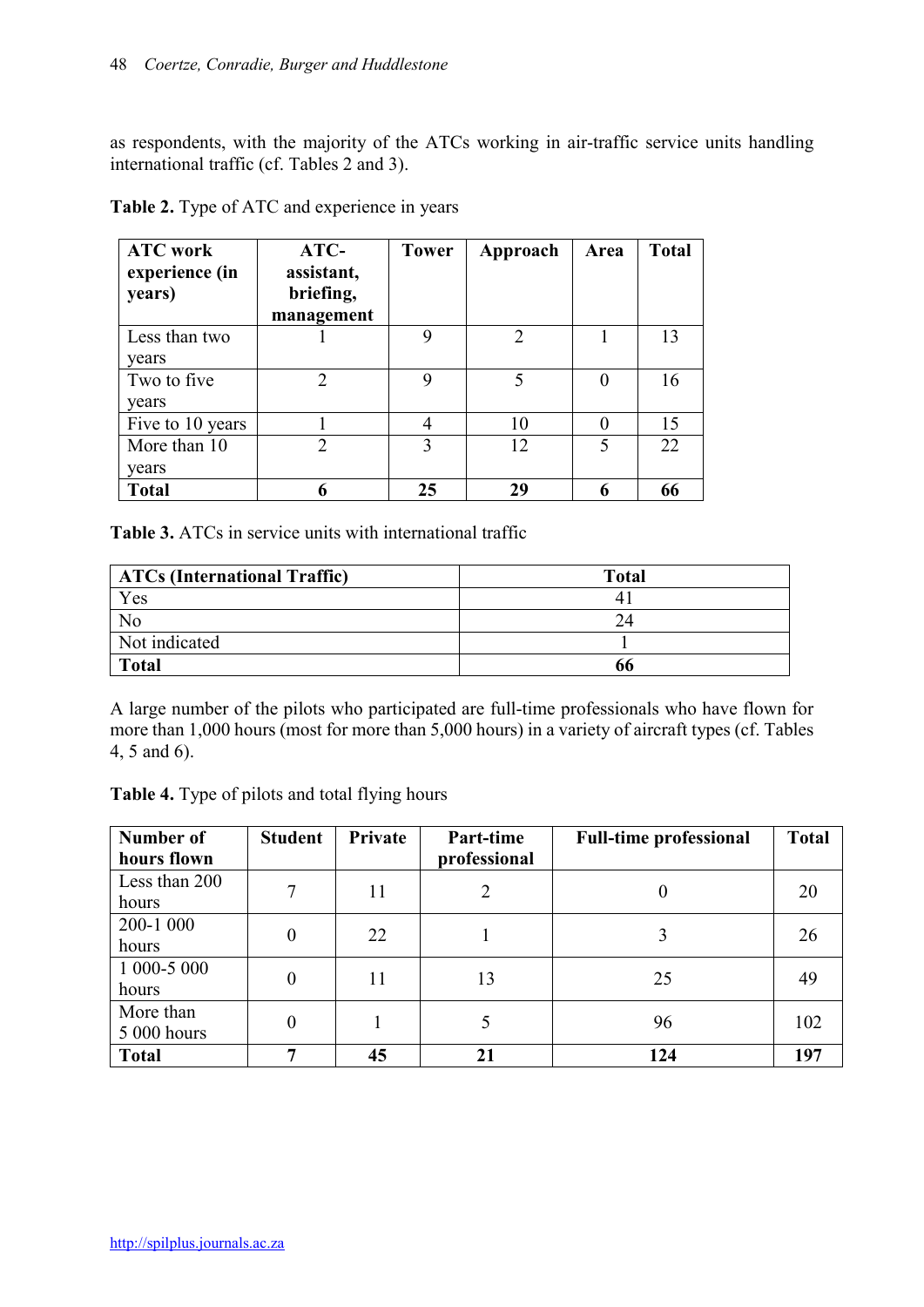as respondents, with the majority of the ATCs working in air-traffic service units handling international traffic (cf. Tables 2 and 3).

**Table 2.** Type of ATC and experience in years

| ATC work experience (in years) | ATC-assistant, briefing, management | Tower | Approach | Area | Total |
|---|---|---|---|---|---|
| Less than two years | 1 | 9 | 2 | 1 | 13 |
| Two to five years | 2 | 9 | 5 | 0 | 16 |
| Five to 10 years | 1 | 4 | 10 | 0 | 15 |
| More than 10 years | 2 | 3 | 12 | 5 | 22 |
| **Total** | **6** | **25** | **29** | **6** | **66** |

**Table 3.** ATCs in service units with international traffic

| ATCs (International Traffic) | Total |
|---|---|
| Yes | 41 |
| No | 24 |
| Not indicated | 1 |
| **Total** | **66** |

A large number of the pilots who participated are full-time professionals who have flown for more than 1,000 hours (most for more than 5,000 hours) in a variety of aircraft types (cf. Tables 4, 5 and 6).

**Table 4.** Type of pilots and total flying hours

| Number of hours flown | Student | Private | Part-time professional | Full-time professional | Total |
|---|---|---|---|---|---|
| Less than 200 hours | 7 | 11 | 2 | 0 | 20 |
| 200-1 000 hours | 0 | 22 | 1 | 3 | 26 |
| 1 000-5 000 hours | 0 | 11 | 13 | 25 | 49 |
| More than 5 000 hours | 0 | 1 | 5 | 96 | 102 |
| **Total** | **7** | **45** | **21** | **124** | **197** |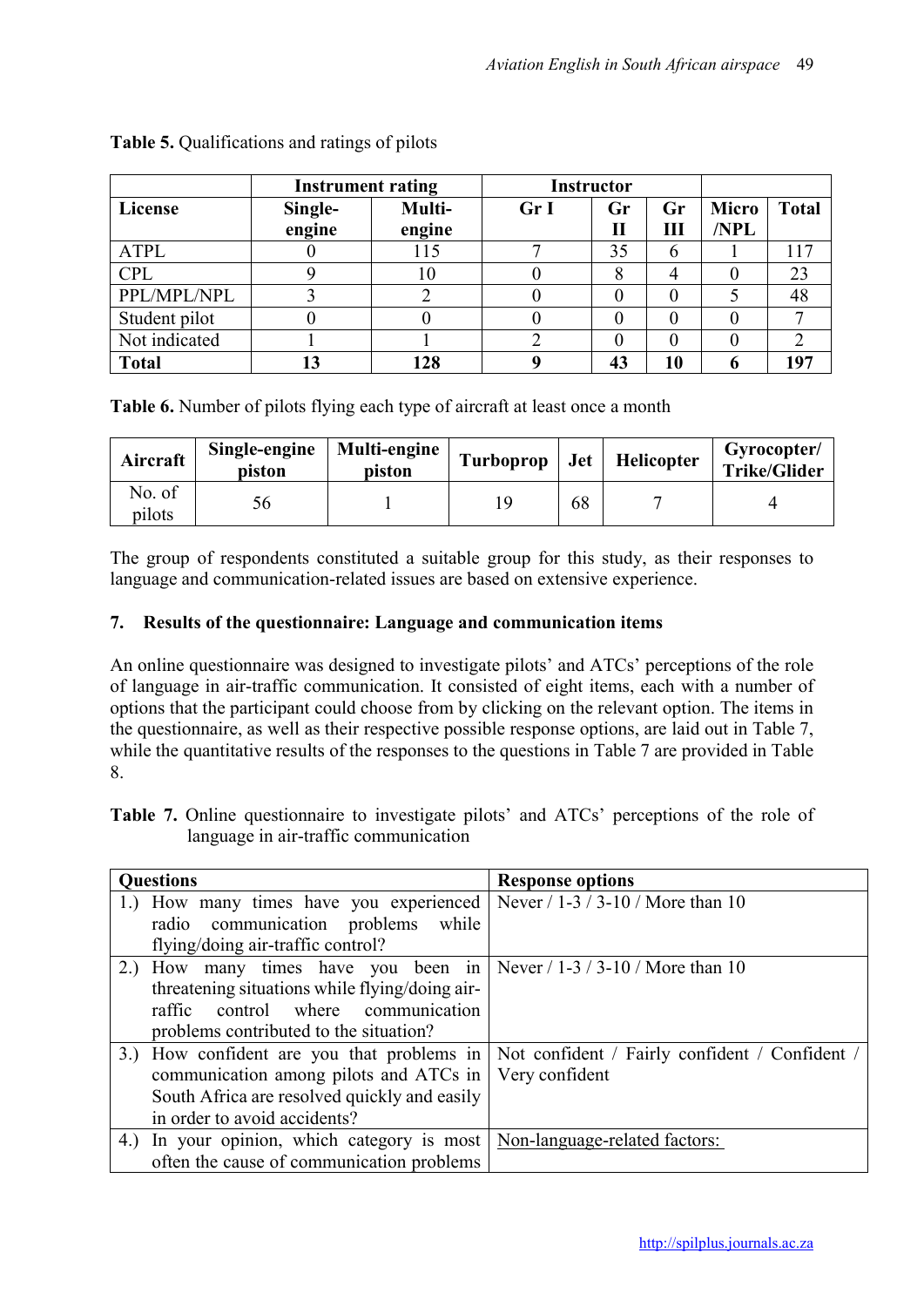**Table 5.** Qualifications and ratings of pilots

| | Instrument rating | | Instructor | | | | |
|---|---|---|---|---|---|---|---|
| **License** | **Single-engine** | **Multi-engine** | **Gr I** | **Gr II** | **Gr III** | **Micro /NPL** | **Total** |
| ATPL | 0 | 115 | 7 | 35 | 6 | 1 | 117 |
| CPL | 9 | 10 | 0 | 8 | 4 | 0 | 23 |
| PPL/MPL/NPL | 3 | 2 | 0 | 0 | 0 | 5 | 48 |
| Student pilot | 0 | 0 | 0 | 0 | 0 | 0 | 7 |
| Not indicated | 1 | 1 | 2 | 0 | 0 | 0 | 2 |
| **Total** | **13** | **128** | **9** | **43** | **10** | **6** | **197** |

**Table 6.** Number of pilots flying each type of aircraft at least once a month

| **Aircraft** | **Single-engine piston** | **Multi-engine piston** | **Turboprop** | **Jet** | **Helicopter** | **Gyrocopter/ Trike/Glider** |
|---|---|---|---|---|---|---|
| No. of pilots | 56 | 1 | 19 | 68 | 7 | 4 |

The group of respondents constituted a suitable group for this study, as their responses to language and communication-related issues are based on extensive experience.

## 7. Results of the questionnaire: Language and communication items

An online questionnaire was designed to investigate pilots' and ATCs' perceptions of the role of language in air-traffic communication. It consisted of eight items, each with a number of options that the participant could choose from by clicking on the relevant option. The items in the questionnaire, as well as their respective possible response options, are laid out in Table 7, while the quantitative results of the responses to the questions in Table 7 are provided in Table 8.

**Table 7.** Online questionnaire to investigate pilots' and ATCs' perceptions of the role of language in air-traffic communication

| **Questions** | **Response options** |
|---|---|
| 1.) How many times have you experienced radio communication problems while flying/doing air-traffic control? | Never / 1-3 / 3-10 / More than 10 |
| 2.) How many times have you been in threatening situations while flying/doing air-raffic control where communication problems contributed to the situation? | Never / 1-3 / 3-10 / More than 10 |
| 3.) How confident are you that problems in communication among pilots and ATCs in South Africa are resolved quickly and easily in order to avoid accidents? | Not confident / Fairly confident / Confident / Very confident |
| 4.) In your opinion, which category is most often the cause of communication problems | Non-language-related factors: |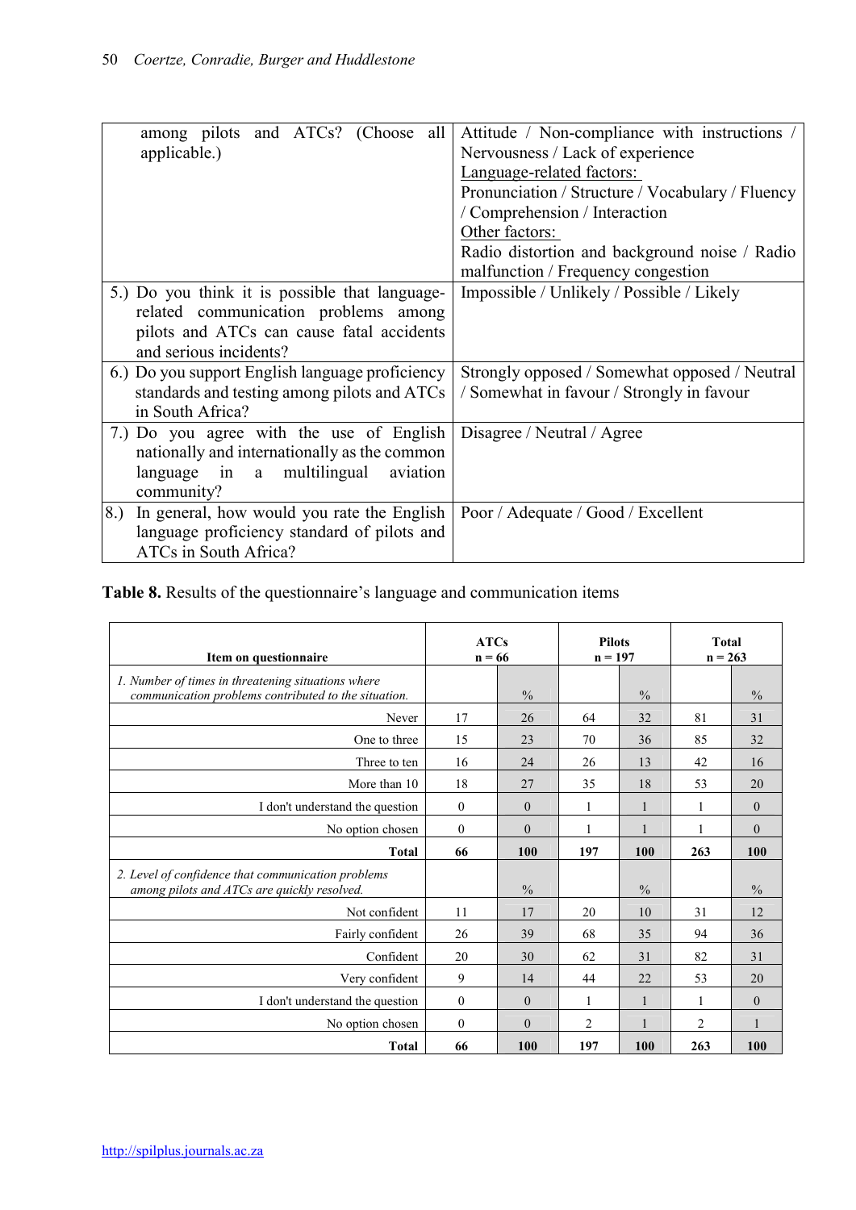| | |
|---|---|
| among pilots and ATCs? (Choose all applicable.) | Attitude / Non-compliance with instructions / Nervousness / Lack of experience<br>Language-related factors:<br>Pronunciation / Structure / Vocabulary / Fluency / Comprehension / Interaction<br>Other factors:<br>Radio distortion and background noise / Radio malfunction / Frequency congestion |
| 5.) Do you think it is possible that language-related communication problems among pilots and ATCs can cause fatal accidents and serious incidents? | Impossible / Unlikely / Possible / Likely |
| 6.) Do you support English language proficiency standards and testing among pilots and ATCs in South Africa? | Strongly opposed / Somewhat opposed / Neutral / Somewhat in favour / Strongly in favour |
| 7.) Do you agree with the use of English nationally and internationally as the common language in a multilingual aviation community? | Disagree / Neutral / Agree |
| 8.) In general, how would you rate the English language proficiency standard of pilots and ATCs in South Africa? | Poor / Adequate / Good / Excellent |

**Table 8.** Results of the questionnaire's language and communication items

| Item on questionnaire | ATCs n = 66 | | Pilots n = 197 | | Total n = 263 | |
|---|---|---|---|---|---|---|
| *1. Number of times in threatening situations where communication problems contributed to the situation.* | | % | | % | | % |
| Never | 17 | 26 | 64 | 32 | 81 | 31 |
| One to three | 15 | 23 | 70 | 36 | 85 | 32 |
| Three to ten | 16 | 24 | 26 | 13 | 42 | 16 |
| More than 10 | 18 | 27 | 35 | 18 | 53 | 20 |
| I don't understand the question | 0 | 0 | 1 | 1 | 1 | 0 |
| No option chosen | 0 | 0 | 1 | 1 | 1 | 0 |
| **Total** | **66** | **100** | **197** | **100** | **263** | **100** |
| *2. Level of confidence that communication problems among pilots and ATCs are quickly resolved.* | | % | | % | | % |
| Not confident | 11 | 17 | 20 | 10 | 31 | 12 |
| Fairly confident | 26 | 39 | 68 | 35 | 94 | 36 |
| Confident | 20 | 30 | 62 | 31 | 82 | 31 |
| Very confident | 9 | 14 | 44 | 22 | 53 | 20 |
| I don't understand the question | 0 | 0 | 1 | 1 | 1 | 0 |
| No option chosen | 0 | 0 | 2 | 1 | 2 | 1 |
| **Total** | **66** | **100** | **197** | **100** | **263** | **100** |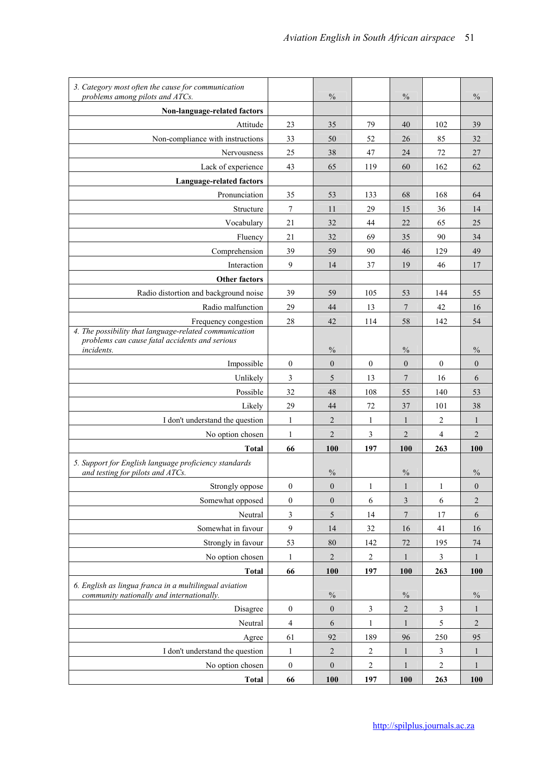| *3. Category most often the cause for communication problems among pilots and ATCs.* | | % | | % | | % |
|---|---|---|---|---|---|---|
| **Non-language-related factors** | | | | | | |
| Attitude | 23 | 35 | 79 | 40 | 102 | 39 |
| Non-compliance with instructions | 33 | 50 | 52 | 26 | 85 | 32 |
| Nervousness | 25 | 38 | 47 | 24 | 72 | 27 |
| Lack of experience | 43 | 65 | 119 | 60 | 162 | 62 |
| **Language-related factors** | | | | | | |
| Pronunciation | 35 | 53 | 133 | 68 | 168 | 64 |
| Structure | 7 | 11 | 29 | 15 | 36 | 14 |
| Vocabulary | 21 | 32 | 44 | 22 | 65 | 25 |
| Fluency | 21 | 32 | 69 | 35 | 90 | 34 |
| Comprehension | 39 | 59 | 90 | 46 | 129 | 49 |
| Interaction | 9 | 14 | 37 | 19 | 46 | 17 |
| **Other factors** | | | | | | |
| Radio distortion and background noise | 39 | 59 | 105 | 53 | 144 | 55 |
| Radio malfunction | 29 | 44 | 13 | 7 | 42 | 16 |
| Frequency congestion | 28 | 42 | 114 | 58 | 142 | 54 |
| *4. The possibility that language-related communication problems can cause fatal accidents and serious incidents.* | | % | | % | | % |
| Impossible | 0 | 0 | 0 | 0 | 0 | 0 |
| Unlikely | 3 | 5 | 13 | 7 | 16 | 6 |
| Possible | 32 | 48 | 108 | 55 | 140 | 53 |
| Likely | 29 | 44 | 72 | 37 | 101 | 38 |
| I don't understand the question | 1 | 2 | 1 | 1 | 2 | 1 |
| No option chosen | 1 | 2 | 3 | 2 | 4 | 2 |
| **Total** | **66** | **100** | **197** | **100** | **263** | **100** |
| *5. Support for English language proficiency standards and testing for pilots and ATCs.* | | % | | % | | % |
| Strongly oppose | 0 | 0 | 1 | 1 | 1 | 0 |
| Somewhat opposed | 0 | 0 | 6 | 3 | 6 | 2 |
| Neutral | 3 | 5 | 14 | 7 | 17 | 6 |
| Somewhat in favour | 9 | 14 | 32 | 16 | 41 | 16 |
| Strongly in favour | 53 | 80 | 142 | 72 | 195 | 74 |
| No option chosen | 1 | 2 | 2 | 1 | 3 | 1 |
| **Total** | **66** | **100** | **197** | **100** | **263** | **100** |
| *6. English as lingua franca in a multilingual aviation community nationally and internationally.* | | % | | % | | % |
| Disagree | 0 | 0 | 3 | 2 | 3 | 1 |
| Neutral | 4 | 6 | 1 | 1 | 5 | 2 |
| Agree | 61 | 92 | 189 | 96 | 250 | 95 |
| I don't understand the question | 1 | 2 | 2 | 1 | 3 | 1 |
| No option chosen | 0 | 0 | 2 | 1 | 2 | 1 |
| **Total** | **66** | **100** | **197** | **100** | **263** | **100** |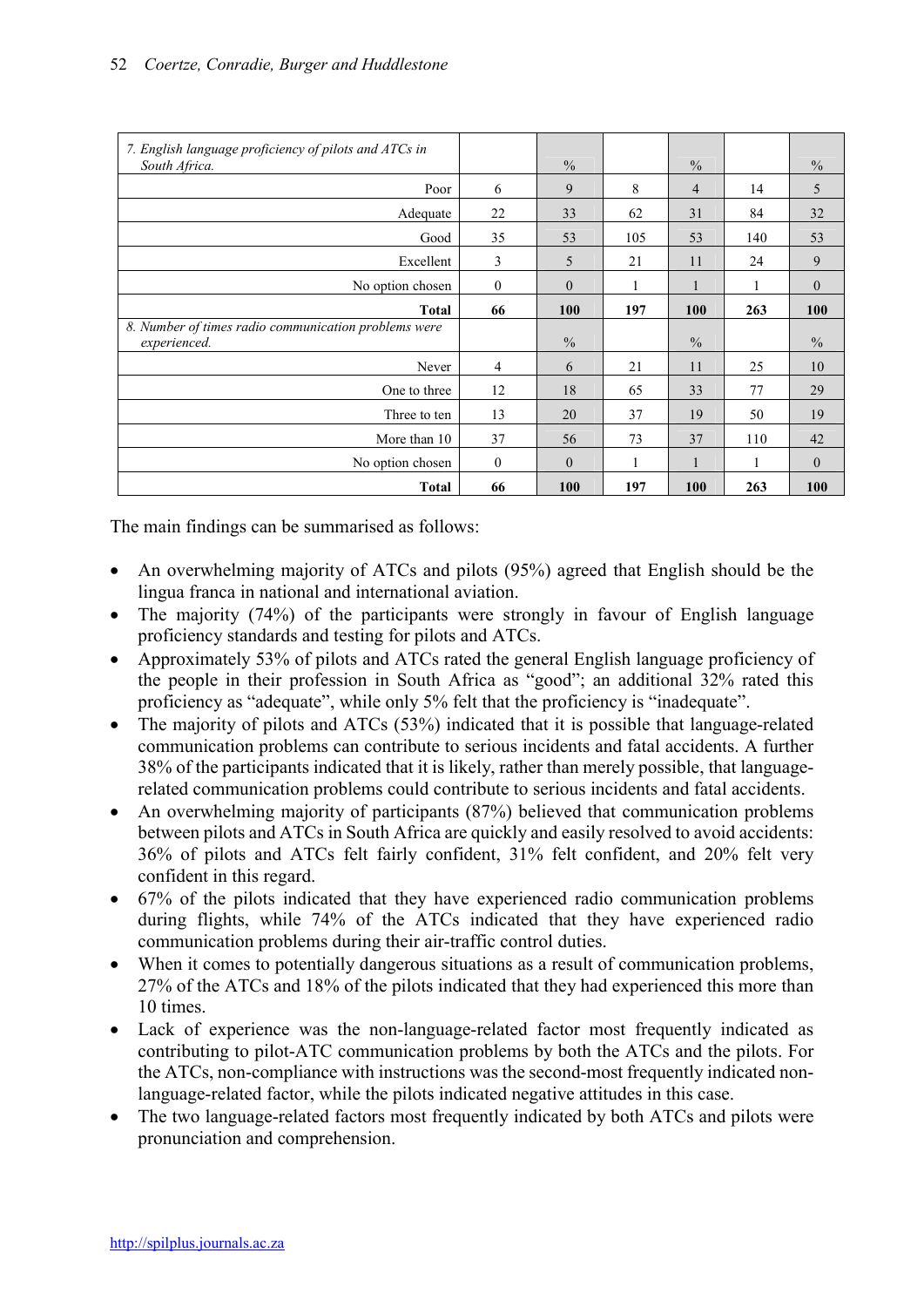| 7. *English language proficiency of pilots and ATCs in South Africa.* | | % | | % | | % |
|---|---|---|---|---|---|---|
| Poor | 6 | 9 | 8 | 4 | 14 | 5 |
| Adequate | 22 | 33 | 62 | 31 | 84 | 32 |
| Good | 35 | 53 | 105 | 53 | 140 | 53 |
| Excellent | 3 | 5 | 21 | 11 | 24 | 9 |
| No option chosen | 0 | 0 | 1 | 1 | 1 | 0 |
| **Total** | **66** | **100** | **197** | **100** | **263** | **100** |
| 8. *Number of times radio communication problems were experienced.* | | % | | % | | % |
| Never | 4 | 6 | 21 | 11 | 25 | 10 |
| One to three | 12 | 18 | 65 | 33 | 77 | 29 |
| Three to ten | 13 | 20 | 37 | 19 | 50 | 19 |
| More than 10 | 37 | 56 | 73 | 37 | 110 | 42 |
| No option chosen | 0 | 0 | 1 | 1 | 1 | 0 |
| **Total** | **66** | **100** | **197** | **100** | **263** | **100** |

The main findings can be summarised as follows:

- An overwhelming majority of ATCs and pilots (95%) agreed that English should be the lingua franca in national and international aviation.
- The majority (74%) of the participants were strongly in favour of English language proficiency standards and testing for pilots and ATCs.
- Approximately 53% of pilots and ATCs rated the general English language proficiency of the people in their profession in South Africa as "good"; an additional 32% rated this proficiency as "adequate", while only 5% felt that the proficiency is "inadequate".
- The majority of pilots and ATCs (53%) indicated that it is possible that language-related communication problems can contribute to serious incidents and fatal accidents. A further 38% of the participants indicated that it is likely, rather than merely possible, that language-related communication problems could contribute to serious incidents and fatal accidents.
- An overwhelming majority of participants (87%) believed that communication problems between pilots and ATCs in South Africa are quickly and easily resolved to avoid accidents: 36% of pilots and ATCs felt fairly confident, 31% felt confident, and 20% felt very confident in this regard.
- 67% of the pilots indicated that they have experienced radio communication problems during flights, while 74% of the ATCs indicated that they have experienced radio communication problems during their air-traffic control duties.
- When it comes to potentially dangerous situations as a result of communication problems, 27% of the ATCs and 18% of the pilots indicated that they had experienced this more than 10 times.
- Lack of experience was the non-language-related factor most frequently indicated as contributing to pilot-ATC communication problems by both the ATCs and the pilots. For the ATCs, non-compliance with instructions was the second-most frequently indicated non-language-related factor, while the pilots indicated negative attitudes in this case.
- The two language-related factors most frequently indicated by both ATCs and pilots were pronunciation and comprehension.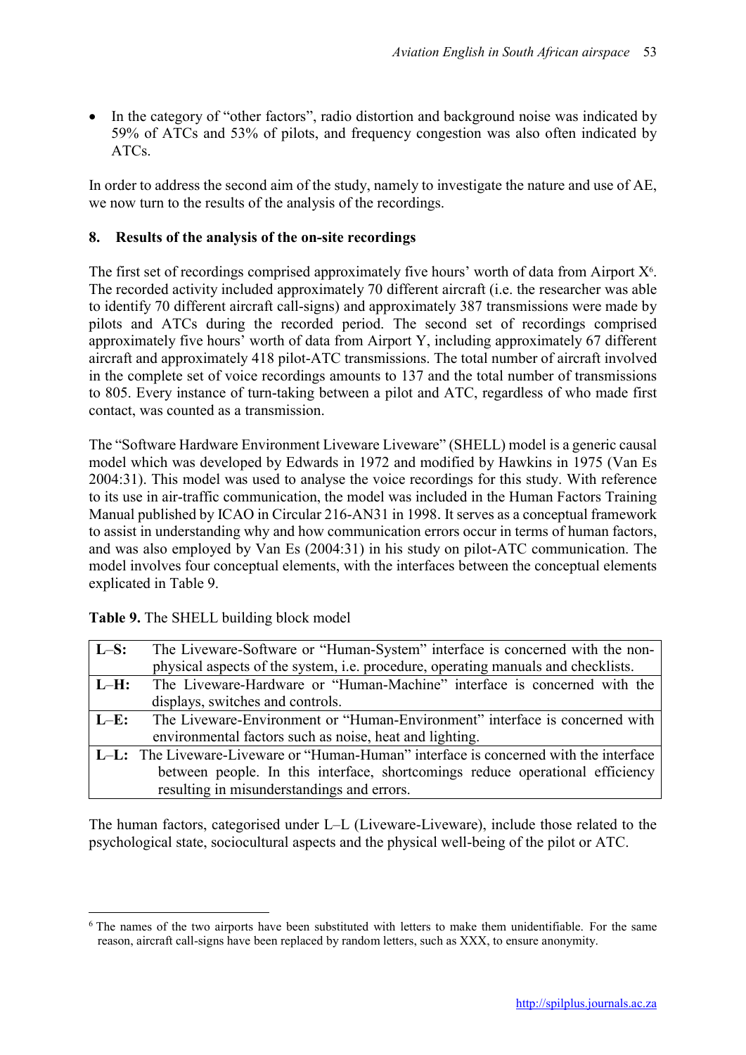- In the category of "other factors", radio distortion and background noise was indicated by 59% of ATCs and 53% of pilots, and frequency congestion was also often indicated by ATCs.

In order to address the second aim of the study, namely to investigate the nature and use of AE, we now turn to the results of the analysis of the recordings.

## 8. Results of the analysis of the on-site recordings

The first set of recordings comprised approximately five hours' worth of data from Airport X[6]. The recorded activity included approximately 70 different aircraft (i.e. the researcher was able to identify 70 different aircraft call-signs) and approximately 387 transmissions were made by pilots and ATCs during the recorded period. The second set of recordings comprised approximately five hours' worth of data from Airport Y, including approximately 67 different aircraft and approximately 418 pilot-ATC transmissions. The total number of aircraft involved in the complete set of voice recordings amounts to 137 and the total number of transmissions to 805. Every instance of turn-taking between a pilot and ATC, regardless of who made first contact, was counted as a transmission.

The "Software Hardware Environment Liveware Liveware" (SHELL) model is a generic causal model which was developed by Edwards in 1972 and modified by Hawkins in 1975 (Van Es 2004:31). This model was used to analyse the voice recordings for this study. With reference to its use in air-traffic communication, the model was included in the Human Factors Training Manual published by ICAO in Circular 216-AN31 in 1998. It serves as a conceptual framework to assist in understanding why and how communication errors occur in terms of human factors, and was also employed by Van Es (2004:31) in his study on pilot-ATC communication. The model involves four conceptual elements, with the interfaces between the conceptual elements explicated in Table 9.

**Table 9.** The SHELL building block model

| | |
|---|---|
| **L–S:** | The Liveware-Software or "Human-System" interface is concerned with the non-physical aspects of the system, i.e. procedure, operating manuals and checklists. |
| **L–H:** | The Liveware-Hardware or "Human-Machine" interface is concerned with the displays, switches and controls. |
| **L–E:** | The Liveware-Environment or "Human-Environment" interface is concerned with environmental factors such as noise, heat and lighting. |
| **L–L:** | The Liveware-Liveware or "Human-Human" interface is concerned with the interface between people. In this interface, shortcomings reduce operational efficiency resulting in misunderstandings and errors. |

The human factors, categorised under L–L (Liveware-Liveware), include those related to the psychological state, sociocultural aspects and the physical well-being of the pilot or ATC.

[6] The names of the two airports have been substituted with letters to make them unidentifiable. For the same reason, aircraft call-signs have been replaced by random letters, such as XXX, to ensure anonymity.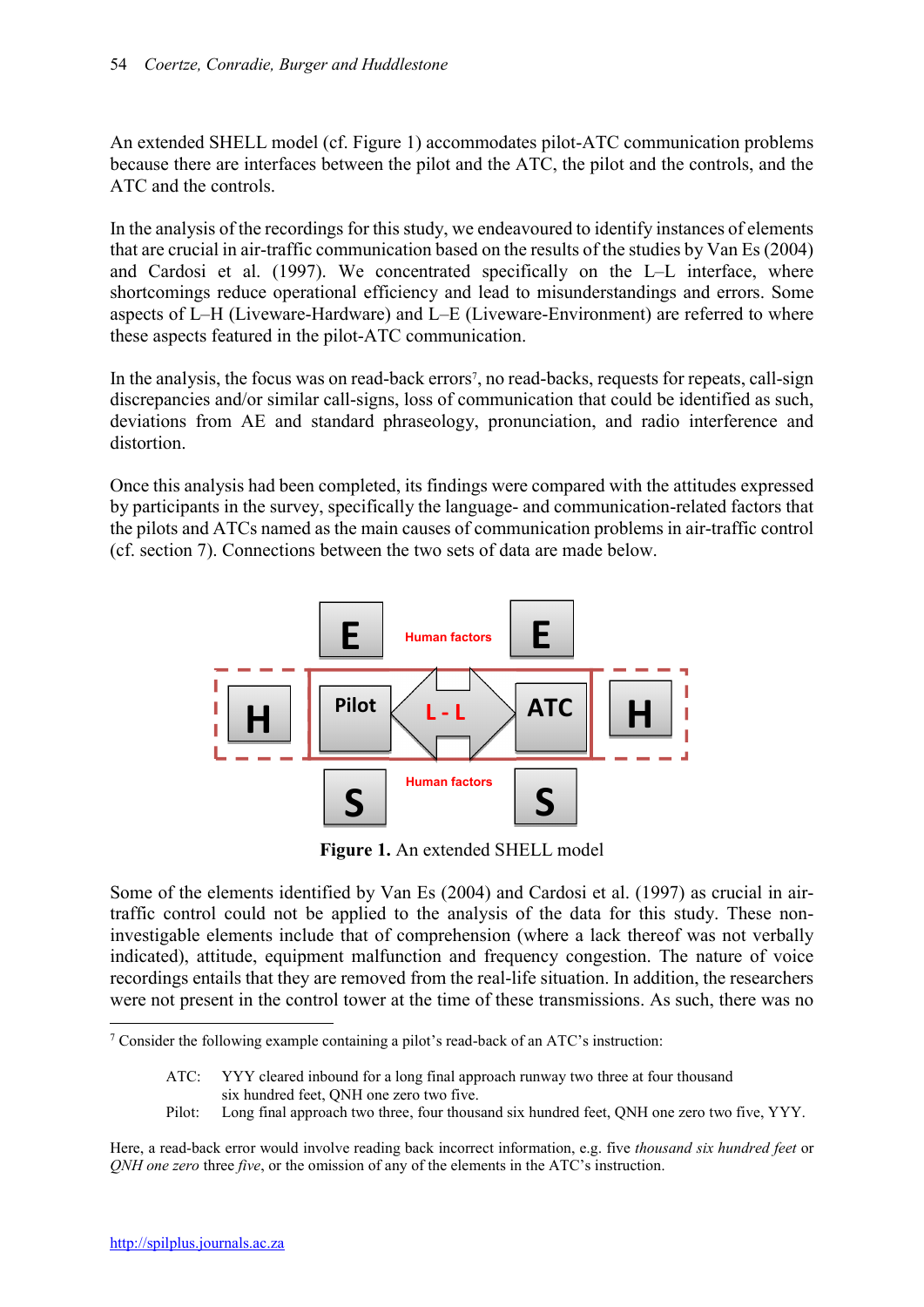An extended SHELL model (cf. Figure 1) accommodates pilot-ATC communication problems because there are interfaces between the pilot and the ATC, the pilot and the controls, and the ATC and the controls.

In the analysis of the recordings for this study, we endeavoured to identify instances of elements that are crucial in air-traffic communication based on the results of the studies by Van Es (2004) and Cardosi et al. (1997). We concentrated specifically on the L–L interface, where shortcomings reduce operational efficiency and lead to misunderstandings and errors. Some aspects of L–H (Liveware-Hardware) and L–E (Liveware-Environment) are referred to where these aspects featured in the pilot-ATC communication.

In the analysis, the focus was on read-back errors[7], no read-backs, requests for repeats, call-sign discrepancies and/or similar call-signs, loss of communication that could be identified as such, deviations from AE and standard phraseology, pronunciation, and radio interference and distortion.

Once this analysis had been completed, its findings were compared with the attitudes expressed by participants in the survey, specifically the language- and communication-related factors that the pilots and ATCs named as the main causes of communication problems in air-traffic control (cf. section 7). Connections between the two sets of data are made below.

**Figure 1.** An extended SHELL model

Some of the elements identified by Van Es (2004) and Cardosi et al. (1997) as crucial in air-traffic control could not be applied to the analysis of the data for this study. These non-investigable elements include that of comprehension (where a lack thereof was not verbally indicated), attitude, equipment malfunction and frequency congestion. The nature of voice recordings entails that they are removed from the real-life situation. In addition, the researchers were not present in the control tower at the time of these transmissions. As such, there was no

---

[7] Consider the following example containing a pilot's read-back of an ATC's instruction:

ATC: YYY cleared inbound for a long final approach runway two three at four thousand six hundred feet, QNH one zero two five.
Pilot: Long final approach two three, four thousand six hundred feet, QNH one zero two five, YYY.

Here, a read-back error would involve reading back incorrect information, e.g. five *thousand six hundred feet* or *QNH one zero* three *five*, or the omission of any of the elements in the ATC's instruction.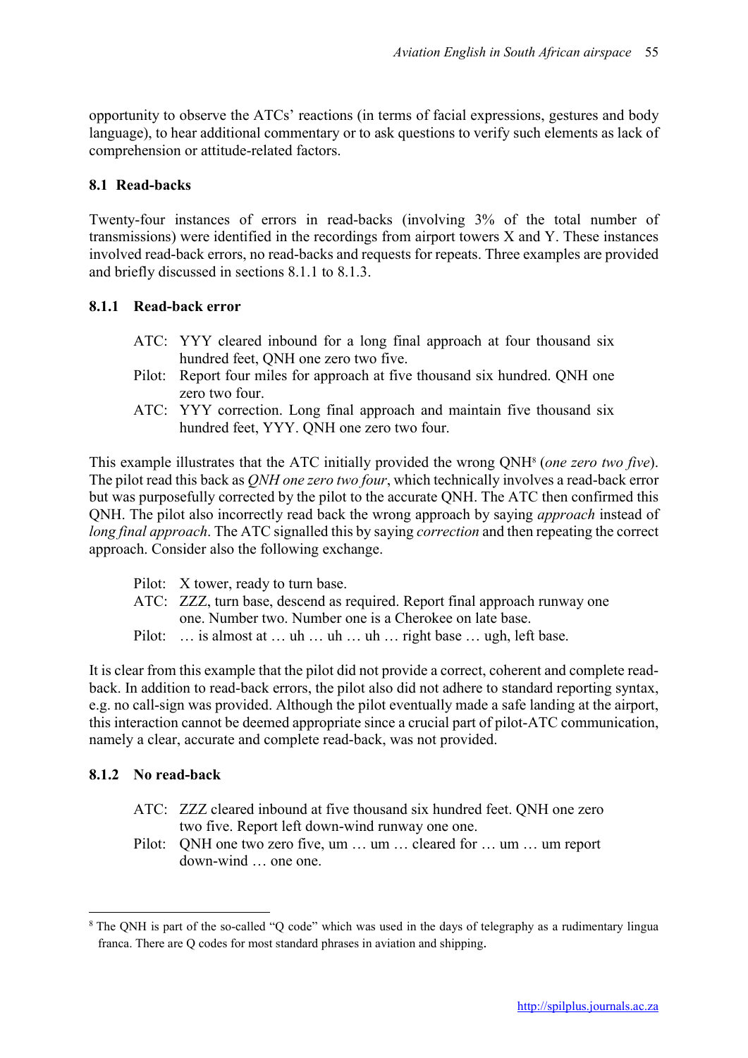opportunity to observe the ATCs' reactions (in terms of facial expressions, gestures and body language), to hear additional commentary or to ask questions to verify such elements as lack of comprehension or attitude-related factors.

### 8.1 Read-backs

Twenty-four instances of errors in read-backs (involving 3% of the total number of transmissions) were identified in the recordings from airport towers X and Y. These instances involved read-back errors, no read-backs and requests for repeats. Three examples are provided and briefly discussed in sections 8.1.1 to 8.1.3.

#### 8.1.1 Read-back error

> ATC: YYY cleared inbound for a long final approach at four thousand six hundred feet, QNH one zero two five.
> Pilot: Report four miles for approach at five thousand six hundred. QNH one zero two four.
> ATC: YYY correction. Long final approach and maintain five thousand six hundred feet, YYY. QNH one zero two four.

This example illustrates that the ATC initially provided the wrong QNH[8] (*one zero two five*). The pilot read this back as *QNH one zero two four*, which technically involves a read-back error but was purposefully corrected by the pilot to the accurate QNH. The ATC then confirmed this QNH. The pilot also incorrectly read back the wrong approach by saying *approach* instead of *long final approach*. The ATC signalled this by saying *correction* and then repeating the correct approach. Consider also the following exchange.

> Pilot: X tower, ready to turn base.
> ATC: ZZZ, turn base, descend as required. Report final approach runway one one. Number two. Number one is a Cherokee on late base.
> Pilot: … is almost at … uh … uh … uh … right base … ugh, left base.

It is clear from this example that the pilot did not provide a correct, coherent and complete read-back. In addition to read-back errors, the pilot also did not adhere to standard reporting syntax, e.g. no call-sign was provided. Although the pilot eventually made a safe landing at the airport, this interaction cannot be deemed appropriate since a crucial part of pilot-ATC communication, namely a clear, accurate and complete read-back, was not provided.

#### 8.1.2 No read-back

> ATC: ZZZ cleared inbound at five thousand six hundred feet. QNH one zero two five. Report left down-wind runway one one.
> Pilot: QNH one two zero five, um … um … cleared for … um … um report down-wind … one one.

---

[8] The QNH is part of the so-called "Q code" which was used in the days of telegraphy as a rudimentary lingua franca. There are Q codes for most standard phrases in aviation and shipping.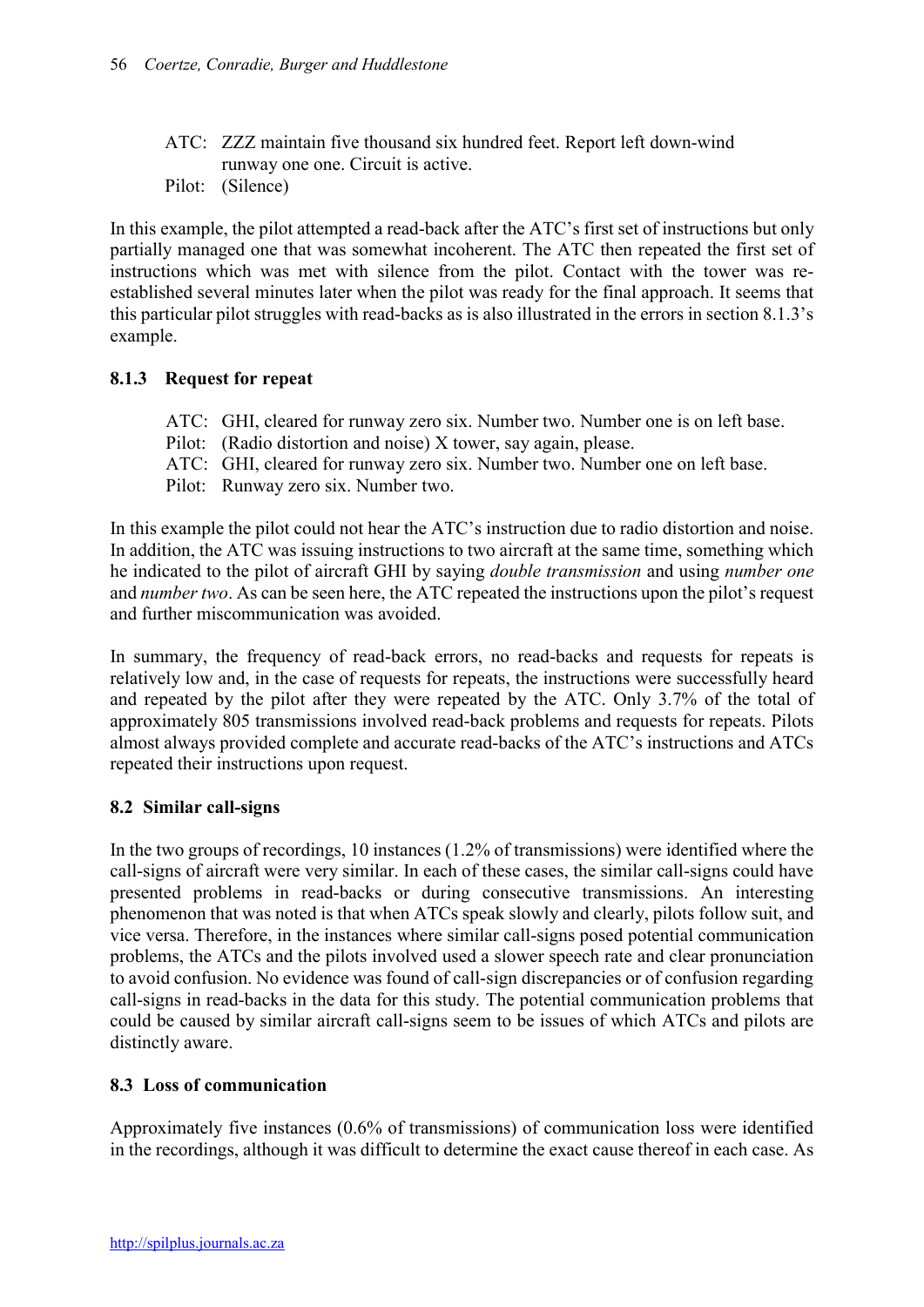ATC: ZZZ maintain five thousand six hundred feet. Report left down-wind runway one one. Circuit is active.
Pilot: (Silence)

In this example, the pilot attempted a read-back after the ATC's first set of instructions but only partially managed one that was somewhat incoherent. The ATC then repeated the first set of instructions which was met with silence from the pilot. Contact with the tower was re-established several minutes later when the pilot was ready for the final approach. It seems that this particular pilot struggles with read-backs as is also illustrated in the errors in section 8.1.3's example.

### 8.1.3 Request for repeat

ATC: GHI, cleared for runway zero six. Number two. Number one is on left base.
Pilot: (Radio distortion and noise) X tower, say again, please.
ATC: GHI, cleared for runway zero six. Number two. Number one on left base.
Pilot: Runway zero six. Number two.

In this example the pilot could not hear the ATC's instruction due to radio distortion and noise. In addition, the ATC was issuing instructions to two aircraft at the same time, something which he indicated to the pilot of aircraft GHI by saying *double transmission* and using *number one* and *number two*. As can be seen here, the ATC repeated the instructions upon the pilot's request and further miscommunication was avoided.

In summary, the frequency of read-back errors, no read-backs and requests for repeats is relatively low and, in the case of requests for repeats, the instructions were successfully heard and repeated by the pilot after they were repeated by the ATC. Only 3.7% of the total of approximately 805 transmissions involved read-back problems and requests for repeats. Pilots almost always provided complete and accurate read-backs of the ATC's instructions and ATCs repeated their instructions upon request.

## 8.2 Similar call-signs

In the two groups of recordings, 10 instances (1.2% of transmissions) were identified where the call-signs of aircraft were very similar. In each of these cases, the similar call-signs could have presented problems in read-backs or during consecutive transmissions. An interesting phenomenon that was noted is that when ATCs speak slowly and clearly, pilots follow suit, and vice versa. Therefore, in the instances where similar call-signs posed potential communication problems, the ATCs and the pilots involved used a slower speech rate and clear pronunciation to avoid confusion. No evidence was found of call-sign discrepancies or of confusion regarding call-signs in read-backs in the data for this study. The potential communication problems that could be caused by similar aircraft call-signs seem to be issues of which ATCs and pilots are distinctly aware.

## 8.3 Loss of communication

Approximately five instances (0.6% of transmissions) of communication loss were identified in the recordings, although it was difficult to determine the exact cause thereof in each case. As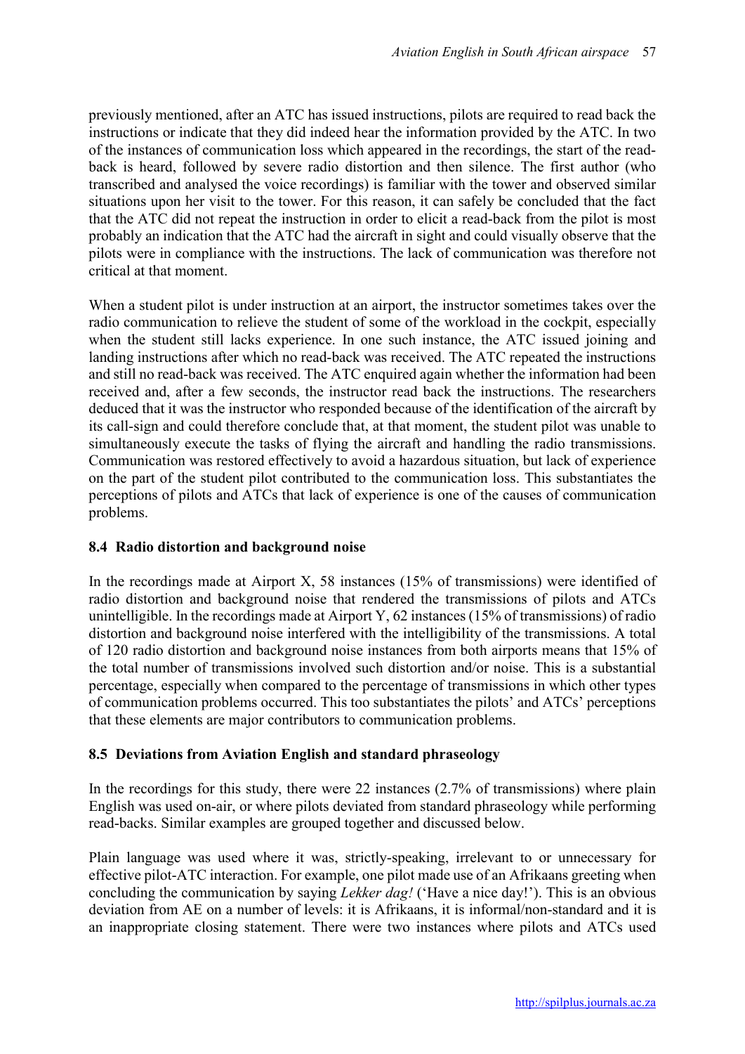previously mentioned, after an ATC has issued instructions, pilots are required to read back the instructions or indicate that they did indeed hear the information provided by the ATC. In two of the instances of communication loss which appeared in the recordings, the start of the read-back is heard, followed by severe radio distortion and then silence. The first author (who transcribed and analysed the voice recordings) is familiar with the tower and observed similar situations upon her visit to the tower. For this reason, it can safely be concluded that the fact that the ATC did not repeat the instruction in order to elicit a read-back from the pilot is most probably an indication that the ATC had the aircraft in sight and could visually observe that the pilots were in compliance with the instructions. The lack of communication was therefore not critical at that moment.

When a student pilot is under instruction at an airport, the instructor sometimes takes over the radio communication to relieve the student of some of the workload in the cockpit, especially when the student still lacks experience. In one such instance, the ATC issued joining and landing instructions after which no read-back was received. The ATC repeated the instructions and still no read-back was received. The ATC enquired again whether the information had been received and, after a few seconds, the instructor read back the instructions. The researchers deduced that it was the instructor who responded because of the identification of the aircraft by its call-sign and could therefore conclude that, at that moment, the student pilot was unable to simultaneously execute the tasks of flying the aircraft and handling the radio transmissions. Communication was restored effectively to avoid a hazardous situation, but lack of experience on the part of the student pilot contributed to the communication loss. This substantiates the perceptions of pilots and ATCs that lack of experience is one of the causes of communication problems.

### 8.4 Radio distortion and background noise

In the recordings made at Airport X, 58 instances (15% of transmissions) were identified of radio distortion and background noise that rendered the transmissions of pilots and ATCs unintelligible. In the recordings made at Airport Y, 62 instances (15% of transmissions) of radio distortion and background noise interfered with the intelligibility of the transmissions. A total of 120 radio distortion and background noise instances from both airports means that 15% of the total number of transmissions involved such distortion and/or noise. This is a substantial percentage, especially when compared to the percentage of transmissions in which other types of communication problems occurred. This too substantiates the pilots' and ATCs' perceptions that these elements are major contributors to communication problems.

### 8.5 Deviations from Aviation English and standard phraseology

In the recordings for this study, there were 22 instances (2.7% of transmissions) where plain English was used on-air, or where pilots deviated from standard phraseology while performing read-backs. Similar examples are grouped together and discussed below.

Plain language was used where it was, strictly-speaking, irrelevant to or unnecessary for effective pilot-ATC interaction. For example, one pilot made use of an Afrikaans greeting when concluding the communication by saying *Lekker dag!* ('Have a nice day!'). This is an obvious deviation from AE on a number of levels: it is Afrikaans, it is informal/non-standard and it is an inappropriate closing statement. There were two instances where pilots and ATCs used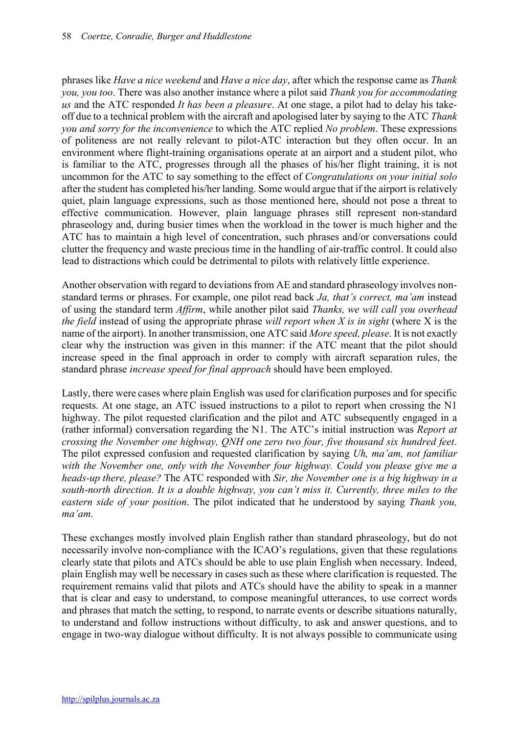phrases like *Have a nice weekend* and *Have a nice day*, after which the response came as *Thank you, you too*. There was also another instance where a pilot said *Thank you for accommodating us* and the ATC responded *It has been a pleasure*. At one stage, a pilot had to delay his take-off due to a technical problem with the aircraft and apologised later by saying to the ATC *Thank you and sorry for the inconvenience* to which the ATC replied *No problem*. These expressions of politeness are not really relevant to pilot-ATC interaction but they often occur. In an environment where flight-training organisations operate at an airport and a student pilot, who is familiar to the ATC, progresses through all the phases of his/her flight training, it is not uncommon for the ATC to say something to the effect of *Congratulations on your initial solo* after the student has completed his/her landing. Some would argue that if the airport is relatively quiet, plain language expressions, such as those mentioned here, should not pose a threat to effective communication. However, plain language phrases still represent non-standard phraseology and, during busier times when the workload in the tower is much higher and the ATC has to maintain a high level of concentration, such phrases and/or conversations could clutter the frequency and waste precious time in the handling of air-traffic control. It could also lead to distractions which could be detrimental to pilots with relatively little experience.

Another observation with regard to deviations from AE and standard phraseology involves non-standard terms or phrases. For example, one pilot read back *Ja, that's correct, ma'am* instead of using the standard term *Affirm*, while another pilot said *Thanks, we will call you overhead the field* instead of using the appropriate phrase *will report when X is in sight* (where X is the name of the airport). In another transmission, one ATC said *More speed, please*. It is not exactly clear why the instruction was given in this manner: if the ATC meant that the pilot should increase speed in the final approach in order to comply with aircraft separation rules, the standard phrase *increase speed for final approach* should have been employed.

Lastly, there were cases where plain English was used for clarification purposes and for specific requests. At one stage, an ATC issued instructions to a pilot to report when crossing the N1 highway. The pilot requested clarification and the pilot and ATC subsequently engaged in a (rather informal) conversation regarding the N1. The ATC's initial instruction was *Report at crossing the November one highway, QNH one zero two four, five thousand six hundred feet*. The pilot expressed confusion and requested clarification by saying *Uh, ma'am, not familiar with the November one, only with the November four highway. Could you please give me a heads-up there, please?* The ATC responded with *Sir, the November one is a big highway in a south-north direction. It is a double highway, you can't miss it. Currently, three miles to the eastern side of your position*. The pilot indicated that he understood by saying *Thank you, ma'am*.

These exchanges mostly involved plain English rather than standard phraseology, but do not necessarily involve non-compliance with the ICAO's regulations, given that these regulations clearly state that pilots and ATCs should be able to use plain English when necessary. Indeed, plain English may well be necessary in cases such as these where clarification is requested. The requirement remains valid that pilots and ATCs should have the ability to speak in a manner that is clear and easy to understand, to compose meaningful utterances, to use correct words and phrases that match the setting, to respond, to narrate events or describe situations naturally, to understand and follow instructions without difficulty, to ask and answer questions, and to engage in two-way dialogue without difficulty. It is not always possible to communicate using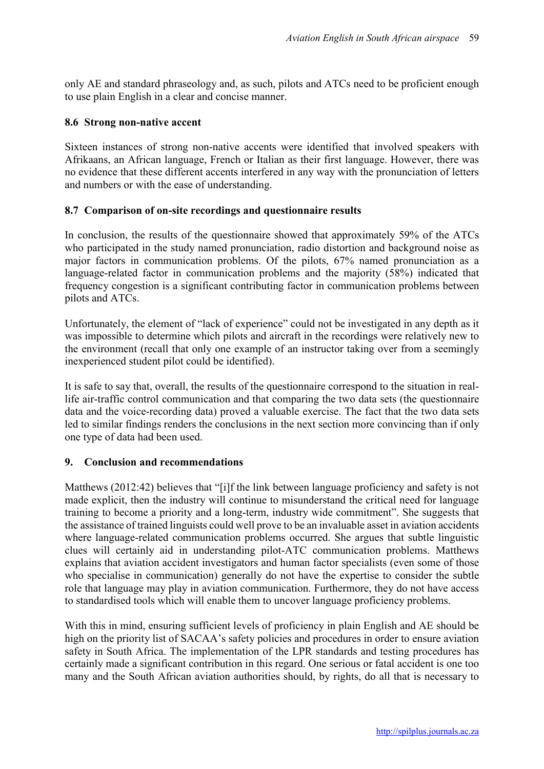only AE and standard phraseology and, as such, pilots and ATCs need to be proficient enough to use plain English in a clear and concise manner.

### 8.6 Strong non-native accent

Sixteen instances of strong non-native accents were identified that involved speakers with Afrikaans, an African language, French or Italian as their first language. However, there was no evidence that these different accents interfered in any way with the pronunciation of letters and numbers or with the ease of understanding.

### 8.7 Comparison of on-site recordings and questionnaire results

In conclusion, the results of the questionnaire showed that approximately 59% of the ATCs who participated in the study named pronunciation, radio distortion and background noise as major factors in communication problems. Of the pilots, 67% named pronunciation as a language-related factor in communication problems and the majority (58%) indicated that frequency congestion is a significant contributing factor in communication problems between pilots and ATCs.

Unfortunately, the element of "lack of experience" could not be investigated in any depth as it was impossible to determine which pilots and aircraft in the recordings were relatively new to the environment (recall that only one example of an instructor taking over from a seemingly inexperienced student pilot could be identified).

It is safe to say that, overall, the results of the questionnaire correspond to the situation in real-life air-traffic control communication and that comparing the two data sets (the questionnaire data and the voice-recording data) proved a valuable exercise. The fact that the two data sets led to similar findings renders the conclusions in the next section more convincing than if only one type of data had been used.

## 9. Conclusion and recommendations

Matthews (2012:42) believes that "[i]f the link between language proficiency and safety is not made explicit, then the industry will continue to misunderstand the critical need for language training to become a priority and a long-term, industry wide commitment". She suggests that the assistance of trained linguists could well prove to be an invaluable asset in aviation accidents where language-related communication problems occurred. She argues that subtle linguistic clues will certainly aid in understanding pilot-ATC communication problems. Matthews explains that aviation accident investigators and human factor specialists (even some of those who specialise in communication) generally do not have the expertise to consider the subtle role that language may play in aviation communication. Furthermore, they do not have access to standardised tools which will enable them to uncover language proficiency problems.

With this in mind, ensuring sufficient levels of proficiency in plain English and AE should be high on the priority list of SACAA's safety policies and procedures in order to ensure aviation safety in South Africa. The implementation of the LPR standards and testing procedures has certainly made a significant contribution in this regard. One serious or fatal accident is one too many and the South African aviation authorities should, by rights, do all that is necessary to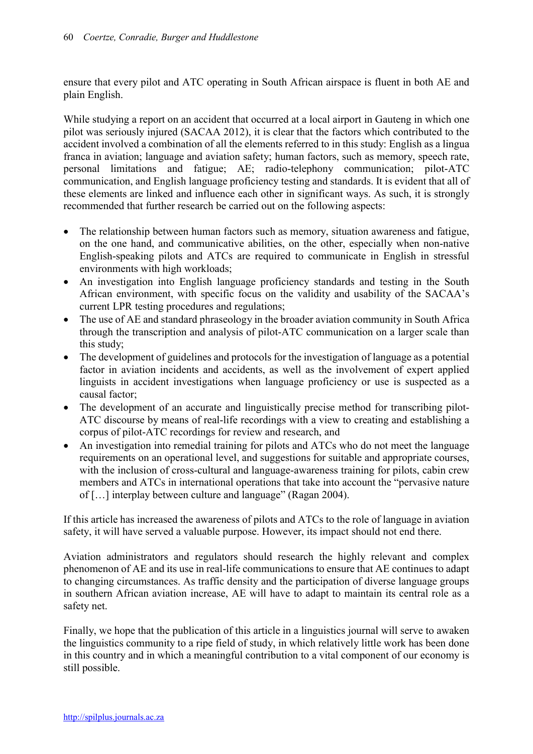ensure that every pilot and ATC operating in South African airspace is fluent in both AE and plain English.

While studying a report on an accident that occurred at a local airport in Gauteng in which one pilot was seriously injured (SACAA 2012), it is clear that the factors which contributed to the accident involved a combination of all the elements referred to in this study: English as a lingua franca in aviation; language and aviation safety; human factors, such as memory, speech rate, personal limitations and fatigue; AE; radio-telephony communication; pilot-ATC communication, and English language proficiency testing and standards. It is evident that all of these elements are linked and influence each other in significant ways. As such, it is strongly recommended that further research be carried out on the following aspects:

- The relationship between human factors such as memory, situation awareness and fatigue, on the one hand, and communicative abilities, on the other, especially when non-native English-speaking pilots and ATCs are required to communicate in English in stressful environments with high workloads;
- An investigation into English language proficiency standards and testing in the South African environment, with specific focus on the validity and usability of the SACAA's current LPR testing procedures and regulations;
- The use of AE and standard phraseology in the broader aviation community in South Africa through the transcription and analysis of pilot-ATC communication on a larger scale than this study;
- The development of guidelines and protocols for the investigation of language as a potential factor in aviation incidents and accidents, as well as the involvement of expert applied linguists in accident investigations when language proficiency or use is suspected as a causal factor;
- The development of an accurate and linguistically precise method for transcribing pilot-ATC discourse by means of real-life recordings with a view to creating and establishing a corpus of pilot-ATC recordings for review and research, and
- An investigation into remedial training for pilots and ATCs who do not meet the language requirements on an operational level, and suggestions for suitable and appropriate courses, with the inclusion of cross-cultural and language-awareness training for pilots, cabin crew members and ATCs in international operations that take into account the "pervasive nature of […] interplay between culture and language" (Ragan 2004).

If this article has increased the awareness of pilots and ATCs to the role of language in aviation safety, it will have served a valuable purpose. However, its impact should not end there.

Aviation administrators and regulators should research the highly relevant and complex phenomenon of AE and its use in real-life communications to ensure that AE continues to adapt to changing circumstances. As traffic density and the participation of diverse language groups in southern African aviation increase, AE will have to adapt to maintain its central role as a safety net.

Finally, we hope that the publication of this article in a linguistics journal will serve to awaken the linguistics community to a ripe field of study, in which relatively little work has been done in this country and in which a meaningful contribution to a vital component of our economy is still possible.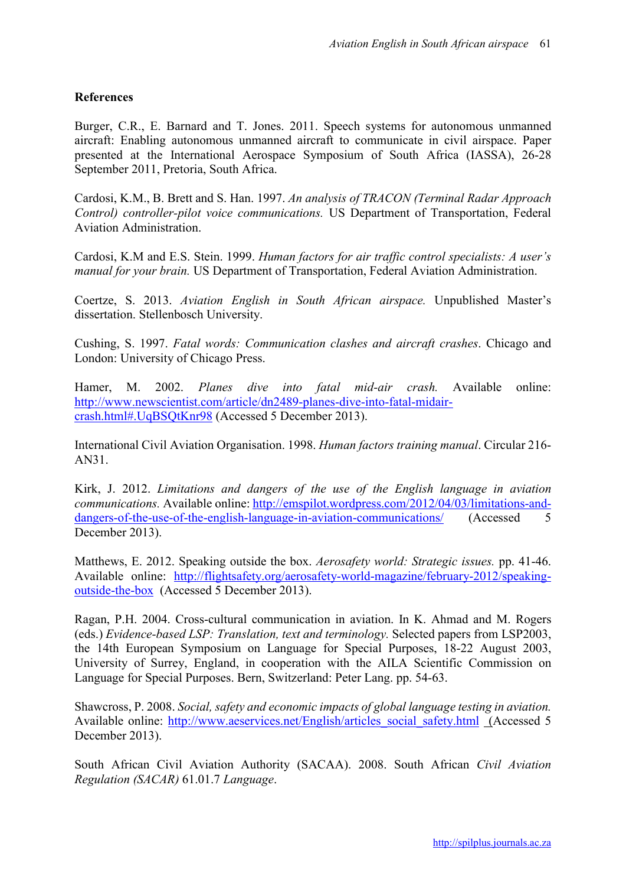**References**

Burger, C.R., E. Barnard and T. Jones. 2011. Speech systems for autonomous unmanned aircraft: Enabling autonomous unmanned aircraft to communicate in civil airspace. Paper presented at the International Aerospace Symposium of South Africa (IASSA), 26-28 September 2011, Pretoria, South Africa.

Cardosi, K.M., B. Brett and S. Han. 1997. *An analysis of TRACON (Terminal Radar Approach Control) controller-pilot voice communications.* US Department of Transportation, Federal Aviation Administration.

Cardosi, K.M and E.S. Stein. 1999. *Human factors for air traffic control specialists: A user's manual for your brain.* US Department of Transportation, Federal Aviation Administration.

Coertze, S. 2013. *Aviation English in South African airspace.* Unpublished Master's dissertation. Stellenbosch University.

Cushing, S. 1997. *Fatal words: Communication clashes and aircraft crashes*. Chicago and London: University of Chicago Press.

Hamer, M. 2002. *Planes dive into fatal mid-air crash.* Available online: http://www.newscientist.com/article/dn2489-planes-dive-into-fatal-midair-crash.html#.UqBSQtKnr98 (Accessed 5 December 2013).

International Civil Aviation Organisation. 1998. *Human factors training manual*. Circular 216-AN31.

Kirk, J. 2012. *Limitations and dangers of the use of the English language in aviation communications.* Available online: http://emspilot.wordpress.com/2012/04/03/limitations-and-dangers-of-the-use-of-the-english-language-in-aviation-communications/ (Accessed 5 December 2013).

Matthews, E. 2012. Speaking outside the box. *Aerosafety world: Strategic issues.* pp. 41-46. Available online: http://flightsafety.org/aerosafety-world-magazine/february-2012/speaking-outside-the-box (Accessed 5 December 2013).

Ragan, P.H. 2004. Cross-cultural communication in aviation. In K. Ahmad and M. Rogers (eds.) *Evidence-based LSP: Translation, text and terminology.* Selected papers from LSP2003, the 14th European Symposium on Language for Special Purposes, 18-22 August 2003, University of Surrey, England, in cooperation with the AILA Scientific Commission on Language for Special Purposes. Bern, Switzerland: Peter Lang. pp. 54-63.

Shawcross, P. 2008. *Social, safety and economic impacts of global language testing in aviation.* Available online: http://www.aeservices.net/English/articles_social_safety.html (Accessed 5 December 2013).

South African Civil Aviation Authority (SACAA). 2008. South African *Civil Aviation Regulation (SACAR)* 61.01.7 *Language*.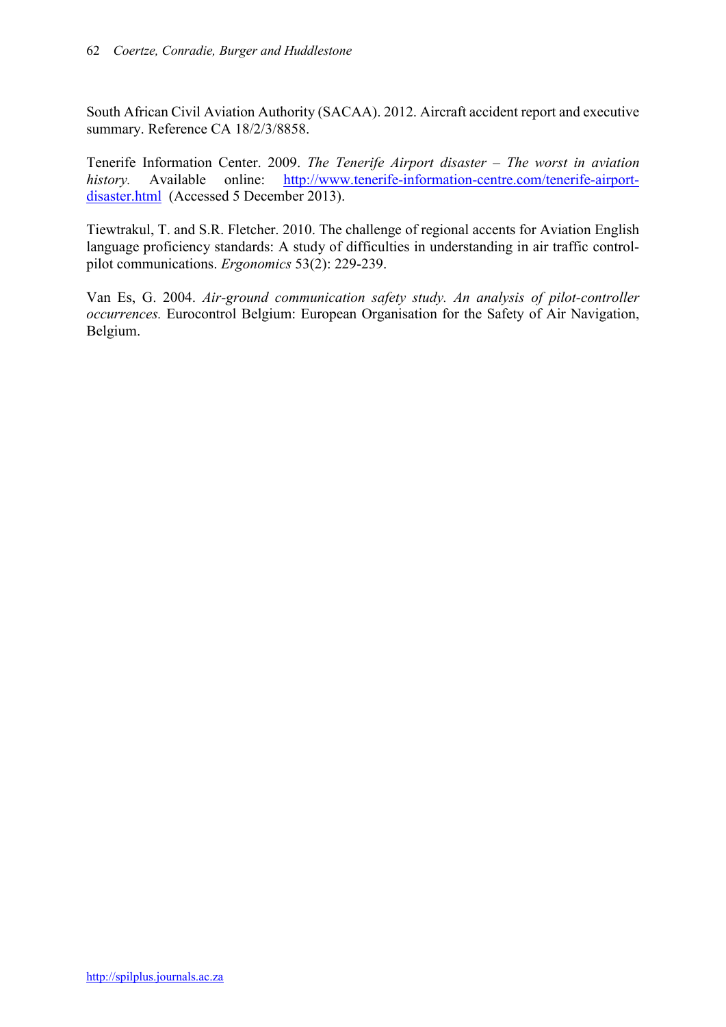South African Civil Aviation Authority (SACAA). 2012. Aircraft accident report and executive summary. Reference CA 18/2/3/8858.

Tenerife Information Center. 2009. *The Tenerife Airport disaster – The worst in aviation history.* Available online: http://www.tenerife-information-centre.com/tenerife-airport-disaster.html (Accessed 5 December 2013).

Tiewtrakul, T. and S.R. Fletcher. 2010. The challenge of regional accents for Aviation English language proficiency standards: A study of difficulties in understanding in air traffic control-pilot communications. *Ergonomics* 53(2): 229-239.

Van Es, G. 2004. *Air-ground communication safety study. An analysis of pilot-controller occurrences.* Eurocontrol Belgium: European Organisation for the Safety of Air Navigation, Belgium.